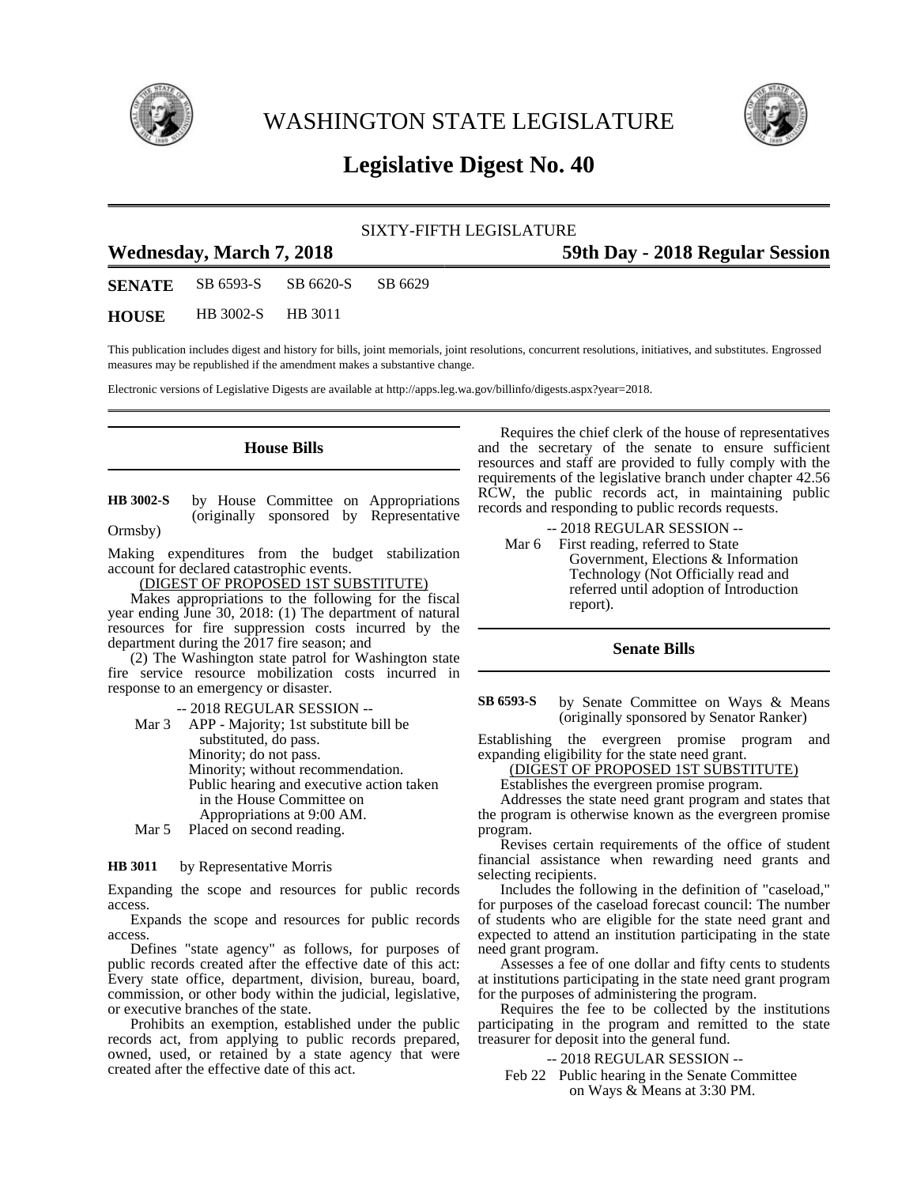# WASHINGTON STATE LEGISLATURE

## Legislative Digest No. 40

SIXTY-FIFTH LEGISLATURE

**Wednesday, March 7, 2018** — **59th Day - 2018 Regular Session**

**SENATE** SB 6593-S SB 6620-S SB 6629

**HOUSE** HB 3002-S HB 3011

This publication includes digest and history for bills, joint memorials, joint resolutions, concurrent resolutions, initiatives, and substitutes. Engrossed measures may be republished if the amendment makes a substantive change.

Electronic versions of Legislative Digests are available at http://apps.leg.wa.gov/billinfo/digests.aspx?year=2018.

### House Bills

**HB 3002-S** by House Committee on Appropriations (originally sponsored by Representative Ormsby)

Making expenditures from the budget stabilization account for declared catastrophic events.

(DIGEST OF PROPOSED 1ST SUBSTITUTE)

Makes appropriations to the following for the fiscal year ending June 30, 2018: (1) The department of natural resources for fire suppression costs incurred by the department during the 2017 fire season; and

(2) The Washington state patrol for Washington state fire service resource mobilization costs incurred in response to an emergency or disaster.

-- 2018 REGULAR SESSION --

Mar 3 APP - Majority; 1st substitute bill be substituted, do pass.
Minority; do not pass.
Minority; without recommendation.
Public hearing and executive action taken in the House Committee on Appropriations at 9:00 AM.

Mar 5 Placed on second reading.

**HB 3011** by Representative Morris

Expanding the scope and resources for public records access.

Expands the scope and resources for public records access.

Defines "state agency" as follows, for purposes of public records created after the effective date of this act: Every state office, department, division, bureau, board, commission, or other body within the judicial, legislative, or executive branches of the state.

Prohibits an exemption, established under the public records act, from applying to public records prepared, owned, used, or retained by a state agency that were created after the effective date of this act.

Requires the chief clerk of the house of representatives and the secretary of the senate to ensure sufficient resources and staff are provided to fully comply with the requirements of the legislative branch under chapter 42.56 RCW, the public records act, in maintaining public records and responding to public records requests.

-- 2018 REGULAR SESSION --

Mar 6 First reading, referred to State Government, Elections & Information Technology (Not Officially read and referred until adoption of Introduction report).

### Senate Bills

**SB 6593-S** by Senate Committee on Ways & Means (originally sponsored by Senator Ranker)

Establishing the evergreen promise program and expanding eligibility for the state need grant.

(DIGEST OF PROPOSED 1ST SUBSTITUTE)

Establishes the evergreen promise program.

Addresses the state need grant program and states that the program is otherwise known as the evergreen promise program.

Revises certain requirements of the office of student financial assistance when rewarding need grants and selecting recipients.

Includes the following in the definition of "caseload," for purposes of the caseload forecast council: The number of students who are eligible for the state need grant and expected to attend an institution participating in the state need grant program.

Assesses a fee of one dollar and fifty cents to students at institutions participating in the state need grant program for the purposes of administering the program.

Requires the fee to be collected by the institutions participating in the program and remitted to the state treasurer for deposit into the general fund.

-- 2018 REGULAR SESSION --

Feb 22 Public hearing in the Senate Committee on Ways & Means at 3:30 PM.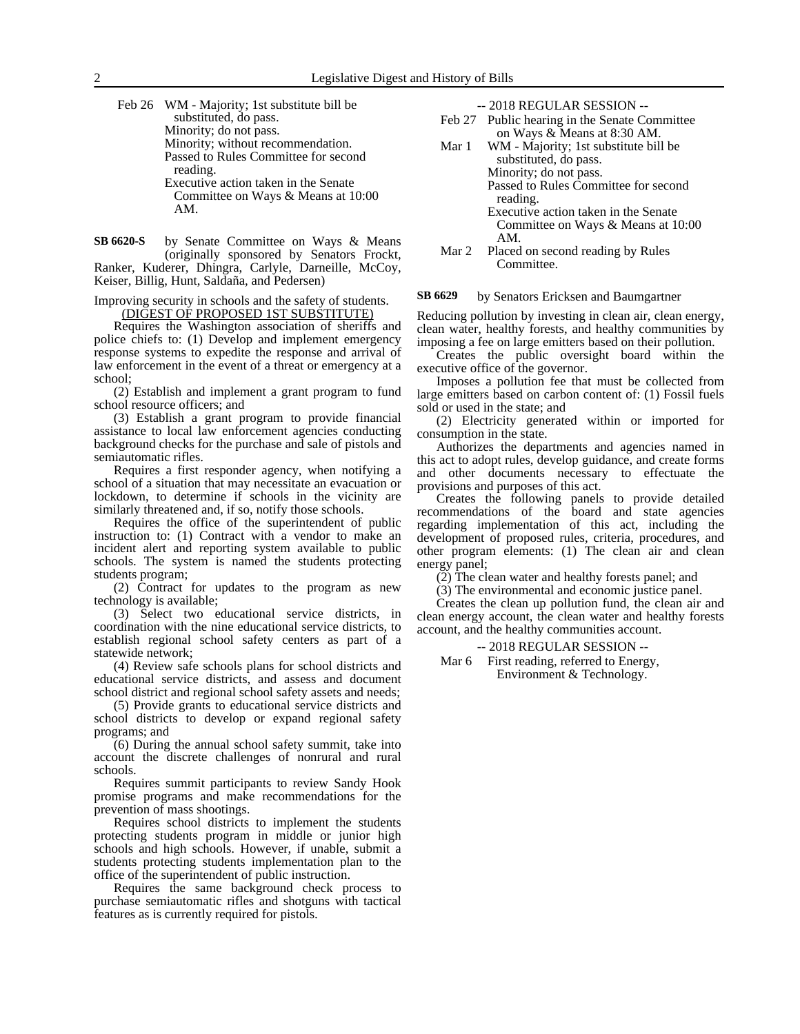Feb 26 WM - Majority; 1st substitute bill be substituted, do pass.
Minority; do not pass.
Minority; without recommendation.
Passed to Rules Committee for second reading.
Executive action taken in the Senate Committee on Ways & Means at 10:00 AM.

**SB 6620-S** by Senate Committee on Ways & Means (originally sponsored by Senators Frockt, Ranker, Kuderer, Dhingra, Carlyle, Darneille, McCoy, Keiser, Billig, Hunt, Saldaña, and Pedersen)

Improving security in schools and the safety of students.

(DIGEST OF PROPOSED 1ST SUBSTITUTE)

Requires the Washington association of sheriffs and police chiefs to: (1) Develop and implement emergency response systems to expedite the response and arrival of law enforcement in the event of a threat or emergency at a school;

(2) Establish and implement a grant program to fund school resource officers; and

(3) Establish a grant program to provide financial assistance to local law enforcement agencies conducting background checks for the purchase and sale of pistols and semiautomatic rifles.

Requires a first responder agency, when notifying a school of a situation that may necessitate an evacuation or lockdown, to determine if schools in the vicinity are similarly threatened and, if so, notify those schools.

Requires the office of the superintendent of public instruction to: (1) Contract with a vendor to make an incident alert and reporting system available to public schools. The system is named the students protecting students program;

(2) Contract for updates to the program as new technology is available;

(3) Select two educational service districts, in coordination with the nine educational service districts, to establish regional school safety centers as part of a statewide network;

(4) Review safe schools plans for school districts and educational service districts, and assess and document school district and regional school safety assets and needs;

(5) Provide grants to educational service districts and school districts to develop or expand regional safety programs; and

(6) During the annual school safety summit, take into account the discrete challenges of nonrural and rural schools.

Requires summit participants to review Sandy Hook promise programs and make recommendations for the prevention of mass shootings.

Requires school districts to implement the students protecting students program in middle or junior high schools and high schools. However, if unable, submit a students protecting students implementation plan to the office of the superintendent of public instruction.

Requires the same background check process to purchase semiautomatic rifles and shotguns with tactical features as is currently required for pistols.

-- 2018 REGULAR SESSION --

Feb 27 Public hearing in the Senate Committee on Ways & Means at 8:30 AM.

Mar 1 WM - Majority; 1st substitute bill be substituted, do pass.
Minority; do not pass.
Passed to Rules Committee for second reading.
Executive action taken in the Senate Committee on Ways & Means at 10:00 AM.

Mar 2 Placed on second reading by Rules Committee.

**SB 6629** by Senators Ericksen and Baumgartner

Reducing pollution by investing in clean air, clean energy, clean water, healthy forests, and healthy communities by imposing a fee on large emitters based on their pollution.

Creates the public oversight board within the executive office of the governor.

Imposes a pollution fee that must be collected from large emitters based on carbon content of: (1) Fossil fuels sold or used in the state; and

(2) Electricity generated within or imported for consumption in the state.

Authorizes the departments and agencies named in this act to adopt rules, develop guidance, and create forms and other documents necessary to effectuate the provisions and purposes of this act.

Creates the following panels to provide detailed recommendations of the board and state agencies regarding implementation of this act, including the development of proposed rules, criteria, procedures, and other program elements: (1) The clean air and clean energy panel;

(2) The clean water and healthy forests panel; and

(3) The environmental and economic justice panel.

Creates the clean up pollution fund, the clean air and clean energy account, the clean water and healthy forests account, and the healthy communities account.

-- 2018 REGULAR SESSION --

Mar 6 First reading, referred to Energy, Environment & Technology.